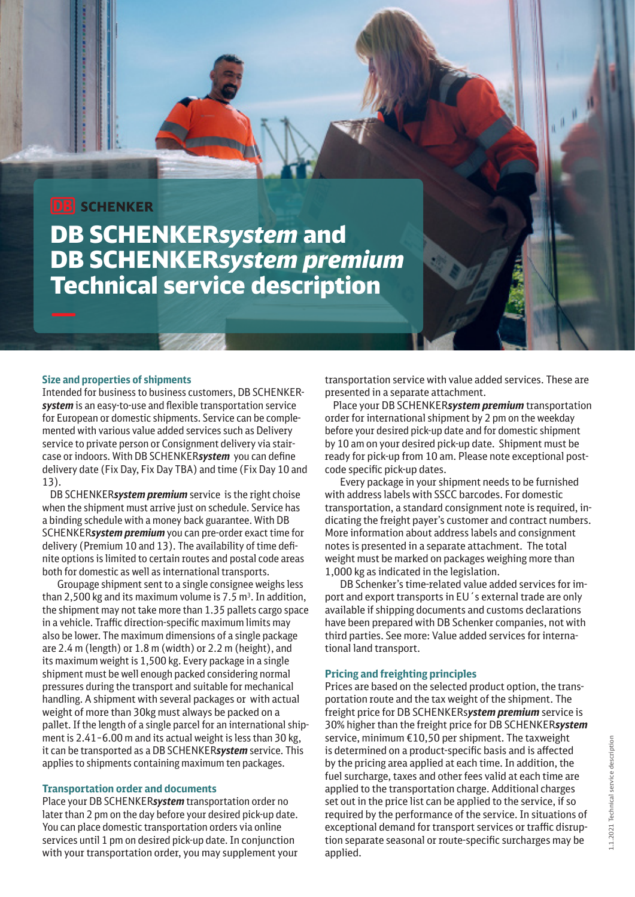DB SCHENKER

# DB SCHENKER*system* and DB SCHENKER*system premium* Technical service description

## Size and properties of shipments

Intended for business to business customers, DB SCHENKER*system* is an easy-to-use and flexible transportation service for European or domestic shipments. Service can be complemented with various value added services such as Delivery service to private person or Consignment delivery via staircase or indoors. With DB SCHENKER*system* you can define delivery date (Fix Day, Fix Day TBA) and time (Fix Day 10 and 13).

DB SCHENKER*system premium* service is the right choise when the shipment must arrive just on schedule. Service has a binding schedule with a money back guarantee. With DB SCHENKER*system premium* you can pre-order exact time for delivery (Premium 10 and 13). The availability of time definite options is limited to certain routes and postal code areas both for domestic as well as international transports.

Groupage shipment sent to a single consignee weighs less than 2,500 kg and its maximum volume is 7.5 m³. In addition, the shipment may not take more than 1.35 pallets cargo space in a vehicle. Traffic direction-specific maximum limits may also be lower. The maximum dimensions of a single package are 2.4 m (length) or 1.8 m (width) or 2.2 m (height), and its maximum weight is 1,500 kg. Every package in a single shipment must be well enough packed considering normal pressures during the transport and suitable for mechanical handling. A shipment with several packages or with actual weight of more than 30kg must always be packed on a pallet. If the length of a single parcel for an international shipment is 2.41–6.00 m and its actual weight is less than 30 kg, it can be transported as a DB SCHENKER*system* service. This applies to shipments containing maximum ten packages.

## Transportation order and documents

Place your DB SCHENKER*system* transportation order no later than 2 pm on the day before your desired pick-up date. You can place domestic transportation orders via online services until 1 pm on desired pick-up date. In conjunction with your transportation order, you may supplement your transportation service with value added services. These are presented in a separate attachment.

Place your DB SCHENKER*system premium* transportation order for international shipment by 2 pm on the weekday before your desired pick-up date and for domestic shipment by 10 am on your desired pick-up date. Shipment must be ready for pick-up from 10 am. Please note exceptional postcode specific pick-up dates.

Every package in your shipment needs to be furnished with address labels with SSCC barcodes. For domestic transportation, a standard consignment note is required, indicating the freight payer's customer and contract numbers. More information about address labels and consignment notes is presented in a separate attachment. The total weight must be marked on packages weighing more than 1,000 kg as indicated in the legislation.

DB Schenker's time-related value added services for import and export transports in EU´s external trade are only available if shipping documents and customs declarations have been prepared with DB Schenker companies, not with third parties. See more: Value added services for international land transport.

## Pricing and freighting principles

Prices are based on the selected product option, the transportation route and the tax weight of the shipment. The freight price for DB SCHENKERs*ystem premium* service is 30% higher than the freight price for DB SCHENKER*system* service, minimum €10,50 per shipment. The taxweight is determined on a product-specific basis and is affected by the pricing area applied at each time. In addition, the fuel surcharge, taxes and other fees valid at each time are applied to the transportation charge. Additional charges set out in the price list can be applied to the service, if so required by the performance of the service. In situations of exceptional demand for transport services or traffic disruption separate seasonal or route-specific surcharges may be applied.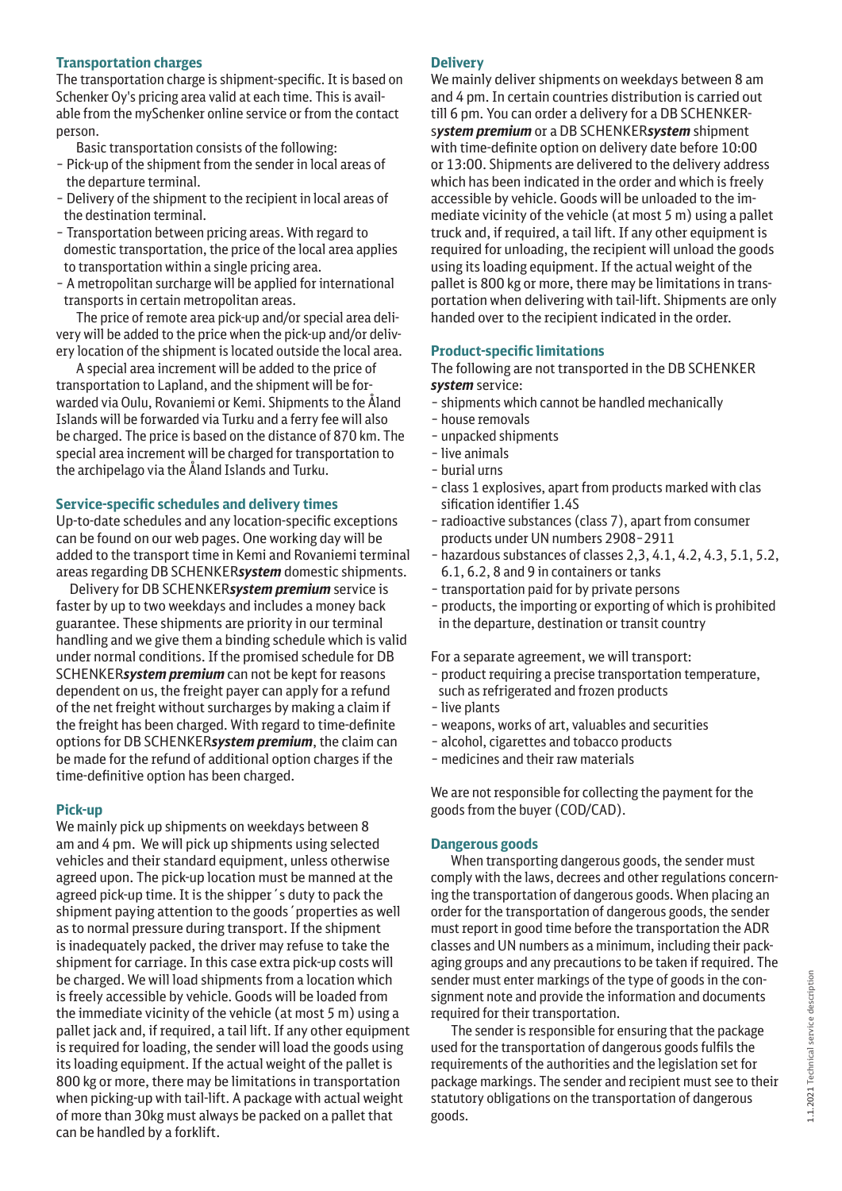## Transportation charges

The transportation charge is shipment-specific. It is based on Schenker Oy's pricing area valid at each time. This is available from the mySchenker online service or from the contact person.

Basic transportation consists of the following:

- Pick-up of the shipment from the sender in local areas of the departure terminal.
- Delivery of the shipment to the recipient in local areas of the destination terminal.
- Transportation between pricing areas. With regard to domestic transportation, the price of the local area applies to transportation within a single pricing area.
- A metropolitan surcharge will be applied for international transports in certain metropolitan areas.

The price of remote area pick-up and/or special area delivery will be added to the price when the pick-up and/or delivery location of the shipment is located outside the local area.

A special area increment will be added to the price of transportation to Lapland, and the shipment will be forwarded via Oulu, Rovaniemi or Kemi. Shipments to the Åland Islands will be forwarded via Turku and a ferry fee will also be charged. The price is based on the distance of 870 km. The special area increment will be charged for transportation to the archipelago via the Åland Islands and Turku.

## Service-specific schedules and delivery times

Up-to-date schedules and any location-specific exceptions can be found on our web pages. One working day will be added to the transport time in Kemi and Rovaniemi terminal areas regarding DB SCHENKER***system*** domestic shipments.

Delivery for DB SCHENKER***system premium*** service is faster by up to two weekdays and includes a money back guarantee. These shipments are priority in our terminal handling and we give them a binding schedule which is valid under normal conditions. If the promised schedule for DB SCHENKER***system premium*** can not be kept for reasons dependent on us, the freight payer can apply for a refund of the net freight without surcharges by making a claim if the freight has been charged. With regard to time-definite options for DB SCHENKER***system premium***, the claim can be made for the refund of additional option charges if the time-definitive option has been charged.

## Pick-up

We mainly pick up shipments on weekdays between 8 am and 4 pm. We will pick up shipments using selected vehicles and their standard equipment, unless otherwise agreed upon. The pick-up location must be manned at the agreed pick-up time. It is the shipper´s duty to pack the shipment paying attention to the goods´properties as well as to normal pressure during transport. If the shipment is inadequately packed, the driver may refuse to take the shipment for carriage. In this case extra pick-up costs will be charged. We will load shipments from a location which is freely accessible by vehicle. Goods will be loaded from the immediate vicinity of the vehicle (at most 5 m) using a pallet jack and, if required, a tail lift. If any other equipment is required for loading, the sender will load the goods using its loading equipment. If the actual weight of the pallet is 800 kg or more, there may be limitations in transportation when picking-up with tail-lift. A package with actual weight of more than 30kg must always be packed on a pallet that can be handled by a forklift.

## Delivery

We mainly deliver shipments on weekdays between 8 am and 4 pm. In certain countries distribution is carried out till 6 pm. You can order a delivery for a DB SCHENKERs***ystem premium*** or a DB SCHENKER***system*** shipment with time-definite option on delivery date before 10:00 or 13:00. Shipments are delivered to the delivery address which has been indicated in the order and which is freely accessible by vehicle. Goods will be unloaded to the immediate vicinity of the vehicle (at most 5 m) using a pallet truck and, if required, a tail lift. If any other equipment is required for unloading, the recipient will unload the goods using its loading equipment. If the actual weight of the pallet is 800 kg or more, there may be limitations in transportation when delivering with tail-lift. Shipments are only handed over to the recipient indicated in the order.

## Product-specific limitations

The following are not transported in the DB SCHENKER ***system*** service:

- shipments which cannot be handled mechanically
- house removals
- unpacked shipments
- live animals
- burial urns
- class 1 explosives, apart from products marked with classification identifier 1.4S
- radioactive substances (class 7), apart from consumer products under UN numbers 2908–2911
- hazardous substances of classes 2,3, 4.1, 4.2, 4.3, 5.1, 5.2, 6.1, 6.2, 8 and 9 in containers or tanks
- transportation paid for by private persons
- products, the importing or exporting of which is prohibited in the departure, destination or transit country

For a separate agreement, we will transport:

- product requiring a precise transportation temperature, such as refrigerated and frozen products
- live plants
- weapons, works of art, valuables and securities
- alcohol, cigarettes and tobacco products
- medicines and their raw materials

We are not responsible for collecting the payment for the goods from the buyer (COD/CAD).

## Dangerous goods

When transporting dangerous goods, the sender must comply with the laws, decrees and other regulations concerning the transportation of dangerous goods. When placing an order for the transportation of dangerous goods, the sender must report in good time before the transportation the ADR classes and UN numbers as a minimum, including their packaging groups and any precautions to be taken if required. The sender must enter markings of the type of goods in the consignment note and provide the information and documents required for their transportation.

The sender is responsible for ensuring that the package used for the transportation of dangerous goods fulfils the requirements of the authorities and the legislation set for package markings. The sender and recipient must see to their statutory obligations on the transportation of dangerous goods.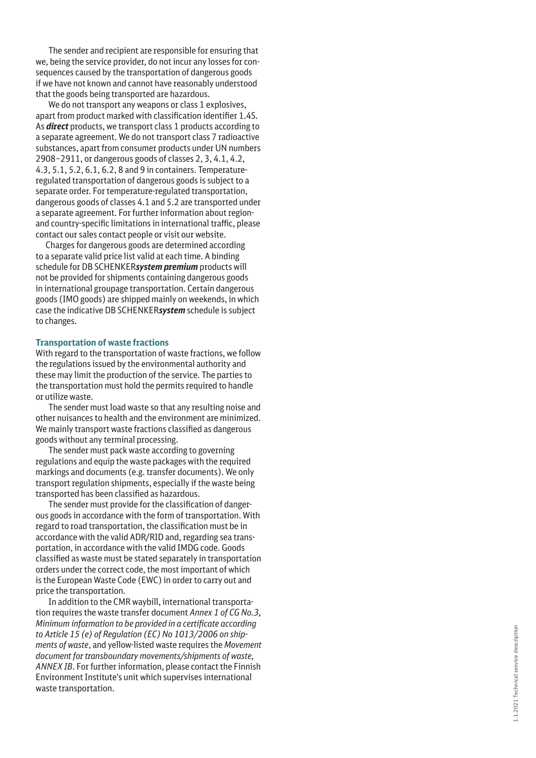The sender and recipient are responsible for ensuring that we, being the service provider, do not incur any losses for consequences caused by the transportation of dangerous goods if we have not known and cannot have reasonably understood that the goods being transported are hazardous.

We do not transport any weapons or class 1 explosives, apart from product marked with classification identifier 1.4S. As ***direct*** products, we transport class 1 products according to a separate agreement. We do not transport class 7 radioactive substances, apart from consumer products under UN numbers 2908–2911, or dangerous goods of classes 2, 3, 4.1, 4.2, 4.3, 5.1, 5.2, 6.1, 6.2, 8 and 9 in containers. Temperature-regulated transportation of dangerous goods is subject to a separate order. For temperature-regulated transportation, dangerous goods of classes 4.1 and 5.2 are transported under a separate agreement. For further information about region- and country-specific limitations in international traffic, please contact our sales contact people or visit our website.

Charges for dangerous goods are determined according to a separate valid price list valid at each time. A binding schedule for DB SCHENKER***system premium*** products will not be provided for shipments containing dangerous goods in international groupage transportation. Certain dangerous goods (IMO goods) are shipped mainly on weekends, in which case the indicative DB SCHENKER***system*** schedule is subject to changes.

### Transportation of waste fractions

With regard to the transportation of waste fractions, we follow the regulations issued by the environmental authority and these may limit the production of the service. The parties to the transportation must hold the permits required to handle or utilize waste.

The sender must load waste so that any resulting noise and other nuisances to health and the environment are minimized. We mainly transport waste fractions classified as dangerous goods without any terminal processing.

The sender must pack waste according to governing regulations and equip the waste packages with the required markings and documents (e.g. transfer documents). We only transport regulation shipments, especially if the waste being transported has been classified as hazardous.

The sender must provide for the classification of dangerous goods in accordance with the form of transportation. With regard to road transportation, the classification must be in accordance with the valid ADR/RID and, regarding sea transportation, in accordance with the valid IMDG code. Goods classified as waste must be stated separately in transportation orders under the correct code, the most important of which is the European Waste Code (EWC) in order to carry out and price the transportation.

In addition to the CMR waybill, international transportation requires the waste transfer document *Annex 1 of CG No.3, Minimum information to be provided in a certificate according to Article 15 (e) of Regulation (EC) No 1013/2006 on shipments of waste*, and yellow-listed waste requires the *Movement document for transboundary movements/shipments of waste, ANNEX IB*. For further information, please contact the Finnish Environment Institute's unit which supervises international waste transportation.